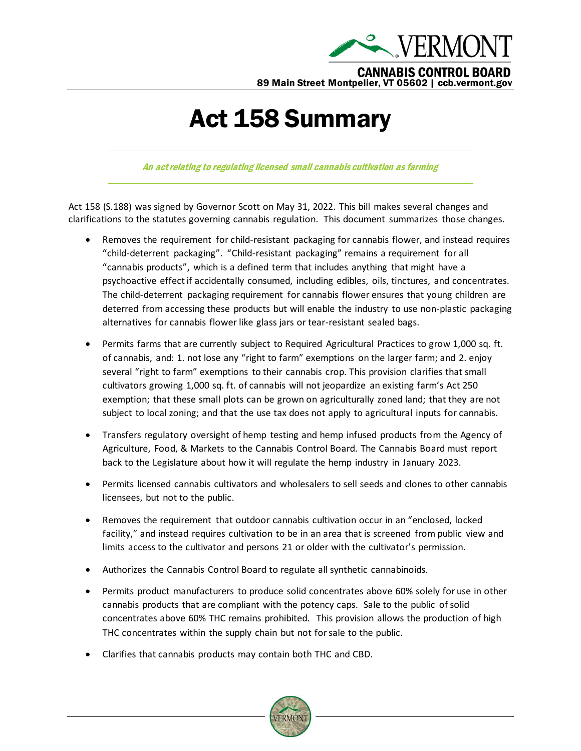VERMONT

CANNABIS CONTROL BOARD
89 Main Street Montpelier, VT 05602 | ccb.vermont.gov

# Act 158 Summary

*An act relating to regulating licensed small cannabis cultivation as farming*

Act 158 (S.188) was signed by Governor Scott on May 31, 2022. This bill makes several changes and clarifications to the statutes governing cannabis regulation. This document summarizes those changes.

- Removes the requirement for child-resistant packaging for cannabis flower, and instead requires "child-deterrent packaging". "Child-resistant packaging" remains a requirement for all "cannabis products", which is a defined term that includes anything that might have a psychoactive effect if accidentally consumed, including edibles, oils, tinctures, and concentrates. The child-deterrent packaging requirement for cannabis flower ensures that young children are deterred from accessing these products but will enable the industry to use non-plastic packaging alternatives for cannabis flower like glass jars or tear-resistant sealed bags.
- Permits farms that are currently subject to Required Agricultural Practices to grow 1,000 sq. ft. of cannabis, and: 1. not lose any "right to farm" exemptions on the larger farm; and 2. enjoy several "right to farm" exemptions to their cannabis crop. This provision clarifies that small cultivators growing 1,000 sq. ft. of cannabis will not jeopardize an existing farm's Act 250 exemption; that these small plots can be grown on agriculturally zoned land; that they are not subject to local zoning; and that the use tax does not apply to agricultural inputs for cannabis.
- Transfers regulatory oversight of hemp testing and hemp infused products from the Agency of Agriculture, Food, & Markets to the Cannabis Control Board. The Cannabis Board must report back to the Legislature about how it will regulate the hemp industry in January 2023.
- Permits licensed cannabis cultivators and wholesalers to sell seeds and clones to other cannabis licensees, but not to the public.
- Removes the requirement that outdoor cannabis cultivation occur in an "enclosed, locked facility," and instead requires cultivation to be in an area that is screened from public view and limits access to the cultivator and persons 21 or older with the cultivator's permission.
- Authorizes the Cannabis Control Board to regulate all synthetic cannabinoids.
- Permits product manufacturers to produce solid concentrates above 60% solely for use in other cannabis products that are compliant with the potency caps. Sale to the public of solid concentrates above 60% THC remains prohibited. This provision allows the production of high THC concentrates within the supply chain but not for sale to the public.
- Clarifies that cannabis products may contain both THC and CBD.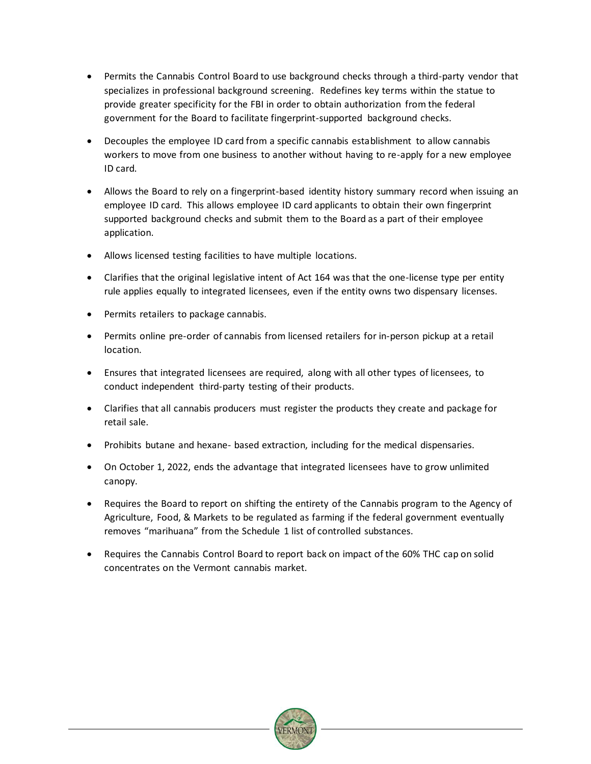- Permits the Cannabis Control Board to use background checks through a third-party vendor that specializes in professional background screening. Redefines key terms within the statue to provide greater specificity for the FBI in order to obtain authorization from the federal government for the Board to facilitate fingerprint-supported background checks.
- Decouples the employee ID card from a specific cannabis establishment to allow cannabis workers to move from one business to another without having to re-apply for a new employee ID card.
- Allows the Board to rely on a fingerprint-based identity history summary record when issuing an employee ID card. This allows employee ID card applicants to obtain their own fingerprint supported background checks and submit them to the Board as a part of their employee application.
- Allows licensed testing facilities to have multiple locations.
- Clarifies that the original legislative intent of Act 164 was that the one-license type per entity rule applies equally to integrated licensees, even if the entity owns two dispensary licenses.
- Permits retailers to package cannabis.
- Permits online pre-order of cannabis from licensed retailers for in-person pickup at a retail location.
- Ensures that integrated licensees are required, along with all other types of licensees, to conduct independent third-party testing of their products.
- Clarifies that all cannabis producers must register the products they create and package for retail sale.
- Prohibits butane and hexane- based extraction, including for the medical dispensaries.
- On October 1, 2022, ends the advantage that integrated licensees have to grow unlimited canopy.
- Requires the Board to report on shifting the entirety of the Cannabis program to the Agency of Agriculture, Food, & Markets to be regulated as farming if the federal government eventually removes "marihuana" from the Schedule 1 list of controlled substances.
- Requires the Cannabis Control Board to report back on impact of the 60% THC cap on solid concentrates on the Vermont cannabis market.